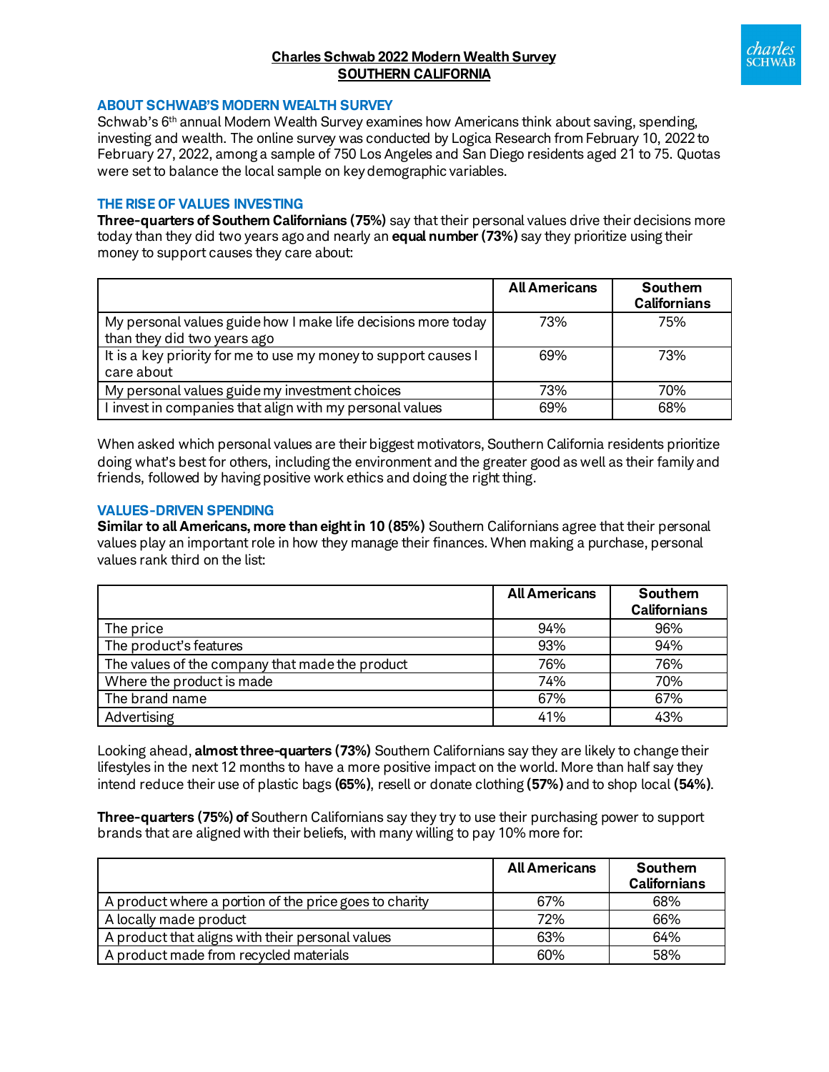# Charles Schwab 2022 Modern Wealth Survey
## SOUTHERN CALIFORNIA

### ABOUT SCHWAB'S MODERN WEALTH SURVEY

Schwab's 6th annual Modern Wealth Survey examines how Americans think about saving, spending, investing and wealth. The online survey was conducted by Logica Research from February 10, 2022 to February 27, 2022, among a sample of 750 Los Angeles and San Diego residents aged 21 to 75. Quotas were set to balance the local sample on key demographic variables.

### THE RISE OF VALUES INVESTING

**Three-quarters of Southern Californians (75%)** say that their personal values drive their decisions more today than they did two years ago and nearly an **equal number (73%)** say they prioritize using their money to support causes they care about:

| | All Americans | Southern Californians |
|---|---|---|
| My personal values guide how I make life decisions more today than they did two years ago | 73% | 75% |
| It is a key priority for me to use my money to support causes I care about | 69% | 73% |
| My personal values guide my investment choices | 73% | 70% |
| I invest in companies that align with my personal values | 69% | 68% |

When asked which personal values are their biggest motivators, Southern California residents prioritize doing what's best for others, including the environment and the greater good as well as their family and friends, followed by having positive work ethics and doing the right thing.

### VALUES-DRIVEN SPENDING

**Similar to all Americans, more than eight in 10 (85%)** Southern Californians agree that their personal values play an important role in how they manage their finances. When making a purchase, personal values rank third on the list:

| | All Americans | Southern Californians |
|---|---|---|
| The price | 94% | 96% |
| The product's features | 93% | 94% |
| The values of the company that made the product | 76% | 76% |
| Where the product is made | 74% | 70% |
| The brand name | 67% | 67% |
| Advertising | 41% | 43% |

Looking ahead, **almost three-quarters (73%)** Southern Californians say they are likely to change their lifestyles in the next 12 months to have a more positive impact on the world. More than half say they intend reduce their use of plastic bags **(65%)**, resell or donate clothing **(57%)** and to shop local **(54%)**.

**Three-quarters (75%) of** Southern Californians say they try to use their purchasing power to support brands that are aligned with their beliefs, with many willing to pay 10% more for:

| | All Americans | Southern Californians |
|---|---|---|
| A product where a portion of the price goes to charity | 67% | 68% |
| A locally made product | 72% | 66% |
| A product that aligns with their personal values | 63% | 64% |
| A product made from recycled materials | 60% | 58% |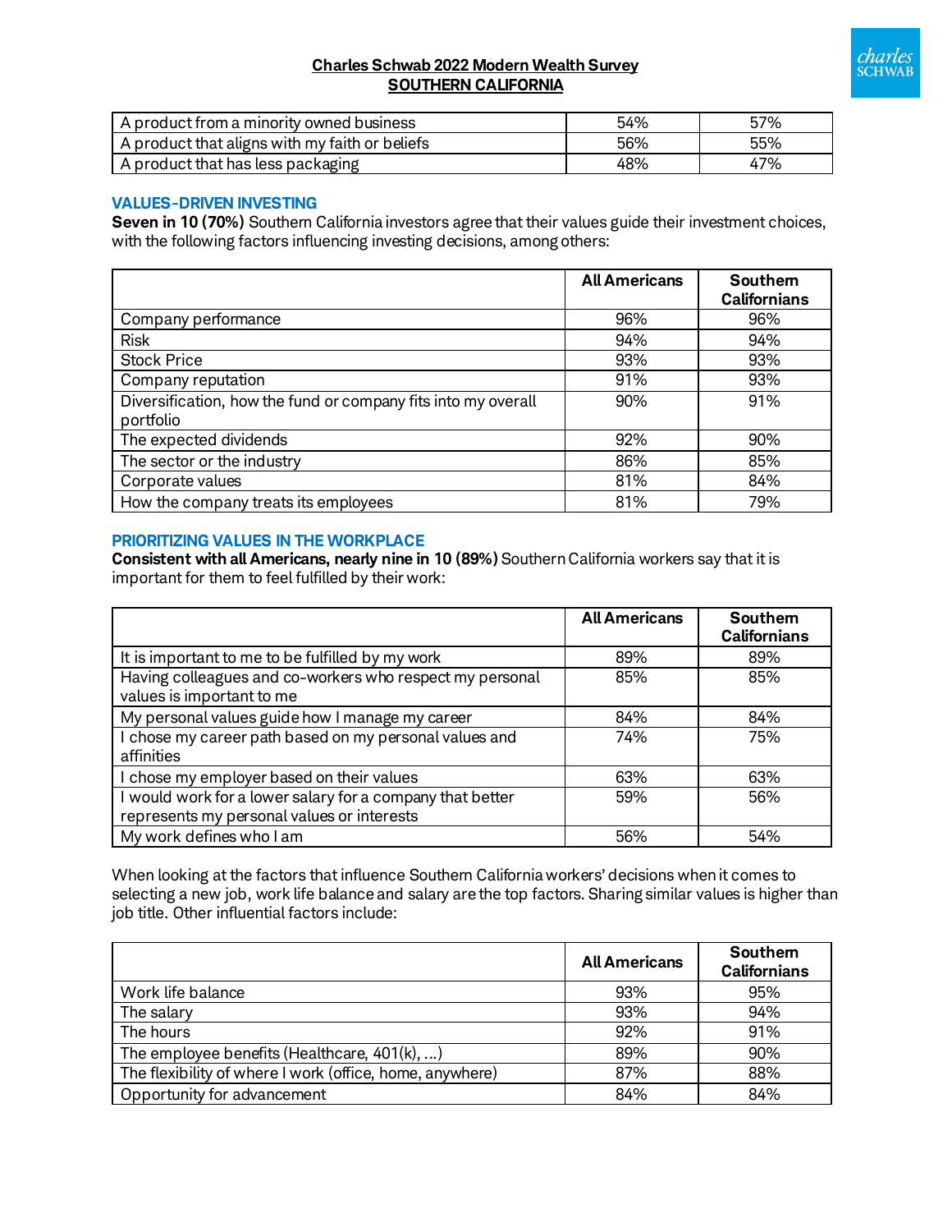| | | |
|---|---|---|
| A product from a minority owned business | 54% | 57% |
| A product that aligns with my faith or beliefs | 56% | 55% |
| A product that has less packaging | 48% | 47% |

### VALUES-DRIVEN INVESTING

**Seven in 10 (70%)** Southern California investors agree that their values guide their investment choices, with the following factors influencing investing decisions, among others:

| | All Americans | Southern Californians |
|---|---|---|
| Company performance | 96% | 96% |
| Risk | 94% | 94% |
| Stock Price | 93% | 93% |
| Company reputation | 91% | 93% |
| Diversification, how the fund or company fits into my overall portfolio | 90% | 91% |
| The expected dividends | 92% | 90% |
| The sector or the industry | 86% | 85% |
| Corporate values | 81% | 84% |
| How the company treats its employees | 81% | 79% |

### PRIORITIZING VALUES IN THE WORKPLACE

**Consistent with all Americans, nearly nine in 10 (89%)** Southern California workers say that it is important for them to feel fulfilled by their work:

| | All Americans | Southern Californians |
|---|---|---|
| It is important to me to be fulfilled by my work | 89% | 89% |
| Having colleagues and co-workers who respect my personal values is important to me | 85% | 85% |
| My personal values guide how I manage my career | 84% | 84% |
| I chose my career path based on my personal values and affinities | 74% | 75% |
| I chose my employer based on their values | 63% | 63% |
| I would work for a lower salary for a company that better represents my personal values or interests | 59% | 56% |
| My work defines who I am | 56% | 54% |

When looking at the factors that influence Southern California workers' decisions when it comes to selecting a new job, work life balance and salary are the top factors. Sharing similar values is higher than job title. Other influential factors include:

| | All Americans | Southern Californians |
|---|---|---|
| Work life balance | 93% | 95% |
| The salary | 93% | 94% |
| The hours | 92% | 91% |
| The employee benefits (Healthcare, 401(k), ...) | 89% | 90% |
| The flexibility of where I work (office, home, anywhere) | 87% | 88% |
| Opportunity for advancement | 84% | 84% |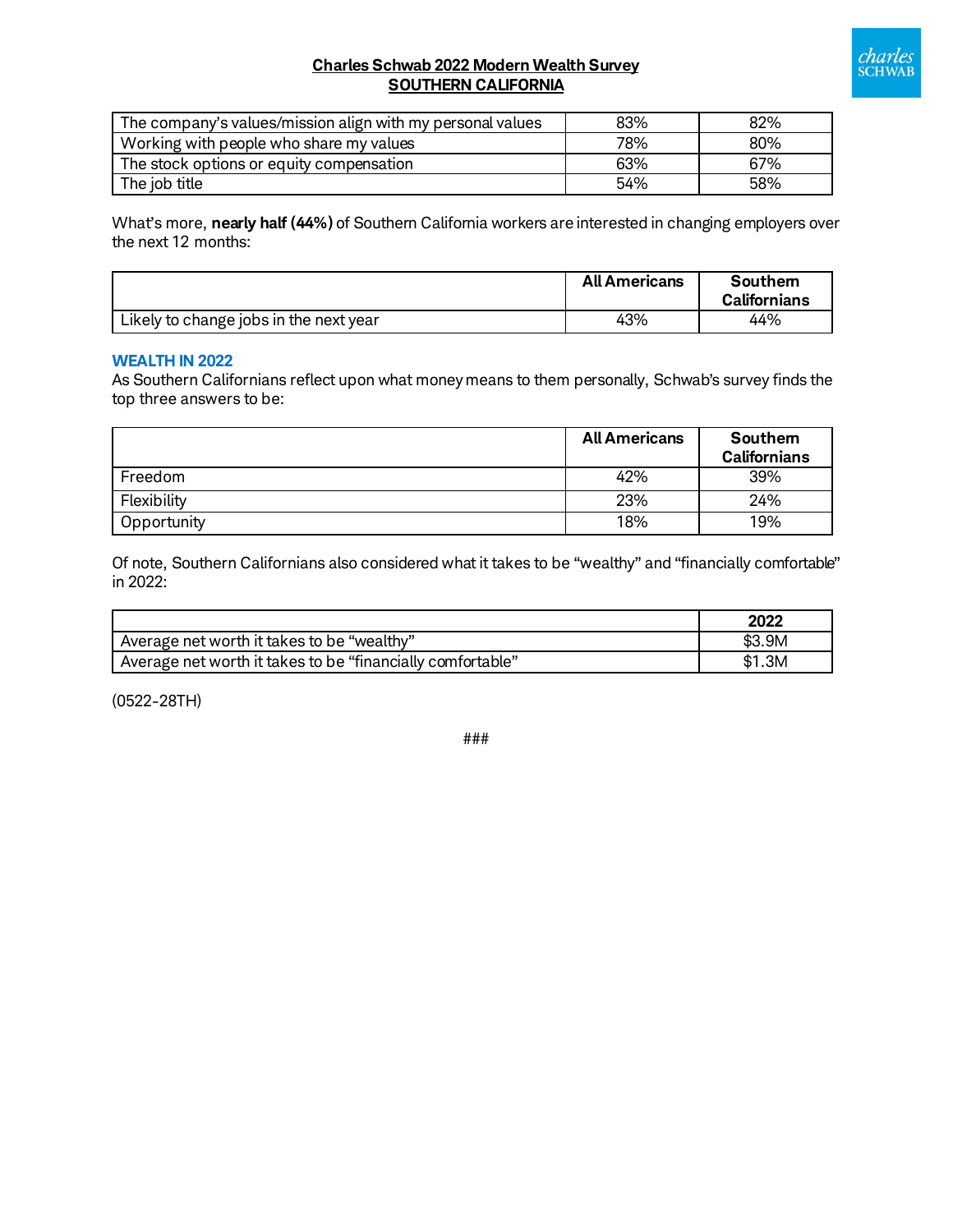**Charles Schwab 2022 Modern Wealth Survey**
**SOUTHERN CALIFORNIA**

| | | |
|---|---|---|
| The company's values/mission align with my personal values | 83% | 82% |
| Working with people who share my values | 78% | 80% |
| The stock options or equity compensation | 63% | 67% |
| The job title | 54% | 58% |

What's more, **nearly half (44%)** of Southern California workers are interested in changing employers over the next 12 months:

| | All Americans | Southern Californians |
|---|---|---|
| Likely to change jobs in the next year | 43% | 44% |

### WEALTH IN 2022

As Southern Californians reflect upon what money means to them personally, Schwab's survey finds the top three answers to be:

| | All Americans | Southern Californians |
|---|---|---|
| Freedom | 42% | 39% |
| Flexibility | 23% | 24% |
| Opportunity | 18% | 19% |

Of note, Southern Californians also considered what it takes to be "wealthy" and "financially comfortable" in 2022:

| | 2022 |
|---|---|
| Average net worth it takes to be "wealthy" | $3.9M |
| Average net worth it takes to be "financially comfortable" | $1.3M |

(0522-28TH)

###